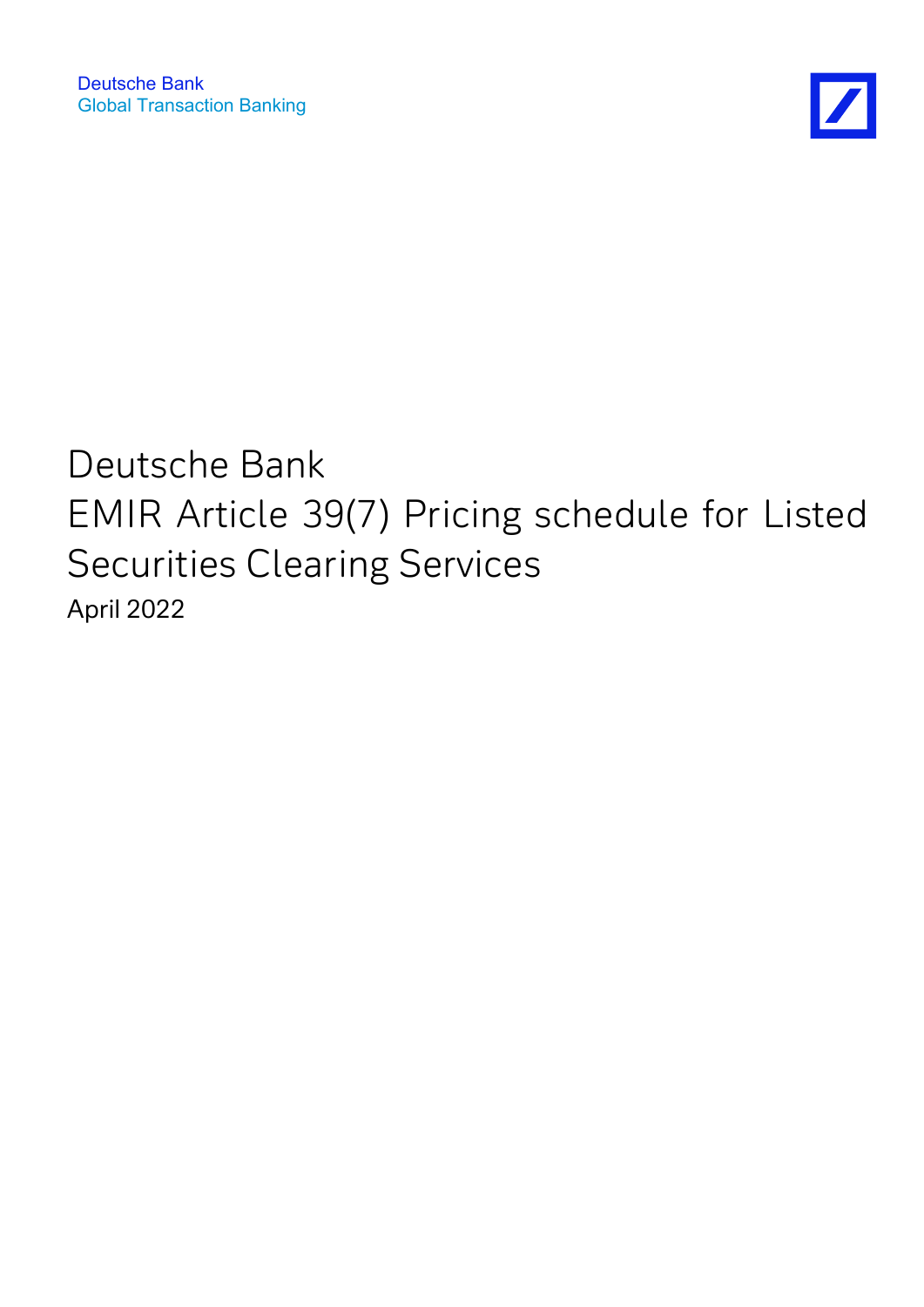Deutsche Bank
Global Transaction Banking

# Deutsche Bank
# EMIR Article 39(7) Pricing schedule for Listed Securities Clearing Services

April 2022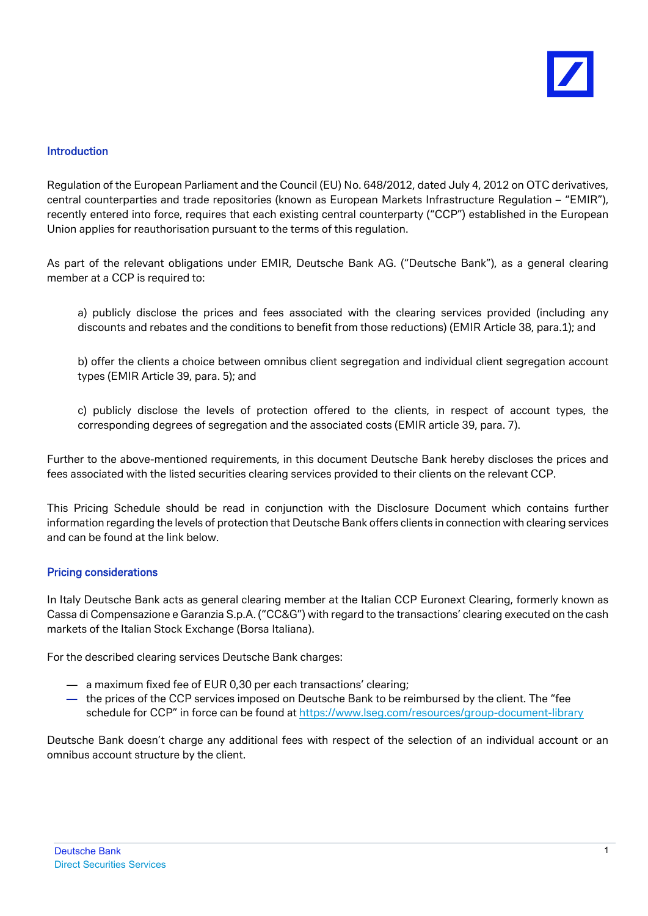## Introduction

Regulation of the European Parliament and the Council (EU) No. 648/2012, dated July 4, 2012 on OTC derivatives, central counterparties and trade repositories (known as European Markets Infrastructure Regulation – "EMIR"), recently entered into force, requires that each existing central counterparty ("CCP") established in the European Union applies for reauthorisation pursuant to the terms of this regulation.

As part of the relevant obligations under EMIR, Deutsche Bank AG. ("Deutsche Bank"), as a general clearing member at a CCP is required to:

a) publicly disclose the prices and fees associated with the clearing services provided (including any discounts and rebates and the conditions to benefit from those reductions) (EMIR Article 38, para.1); and

b) offer the clients a choice between omnibus client segregation and individual client segregation account types (EMIR Article 39, para. 5); and

c) publicly disclose the levels of protection offered to the clients, in respect of account types, the corresponding degrees of segregation and the associated costs (EMIR article 39, para. 7).

Further to the above-mentioned requirements, in this document Deutsche Bank hereby discloses the prices and fees associated with the listed securities clearing services provided to their clients on the relevant CCP.

This Pricing Schedule should be read in conjunction with the Disclosure Document which contains further information regarding the levels of protection that Deutsche Bank offers clients in connection with clearing services and can be found at the link below.

## Pricing considerations

In Italy Deutsche Bank acts as general clearing member at the Italian CCP Euronext Clearing, formerly known as Cassa di Compensazione e Garanzia S.p.A. ("CC&G") with regard to the transactions' clearing executed on the cash markets of the Italian Stock Exchange (Borsa Italiana).

For the described clearing services Deutsche Bank charges:

- a maximum fixed fee of EUR 0,30 per each transactions' clearing;
- the prices of the CCP services imposed on Deutsche Bank to be reimbursed by the client. The "fee schedule for CCP" in force can be found at https://www.lseg.com/resources/group-document-library

Deutsche Bank doesn't charge any additional fees with respect of the selection of an individual account or an omnibus account structure by the client.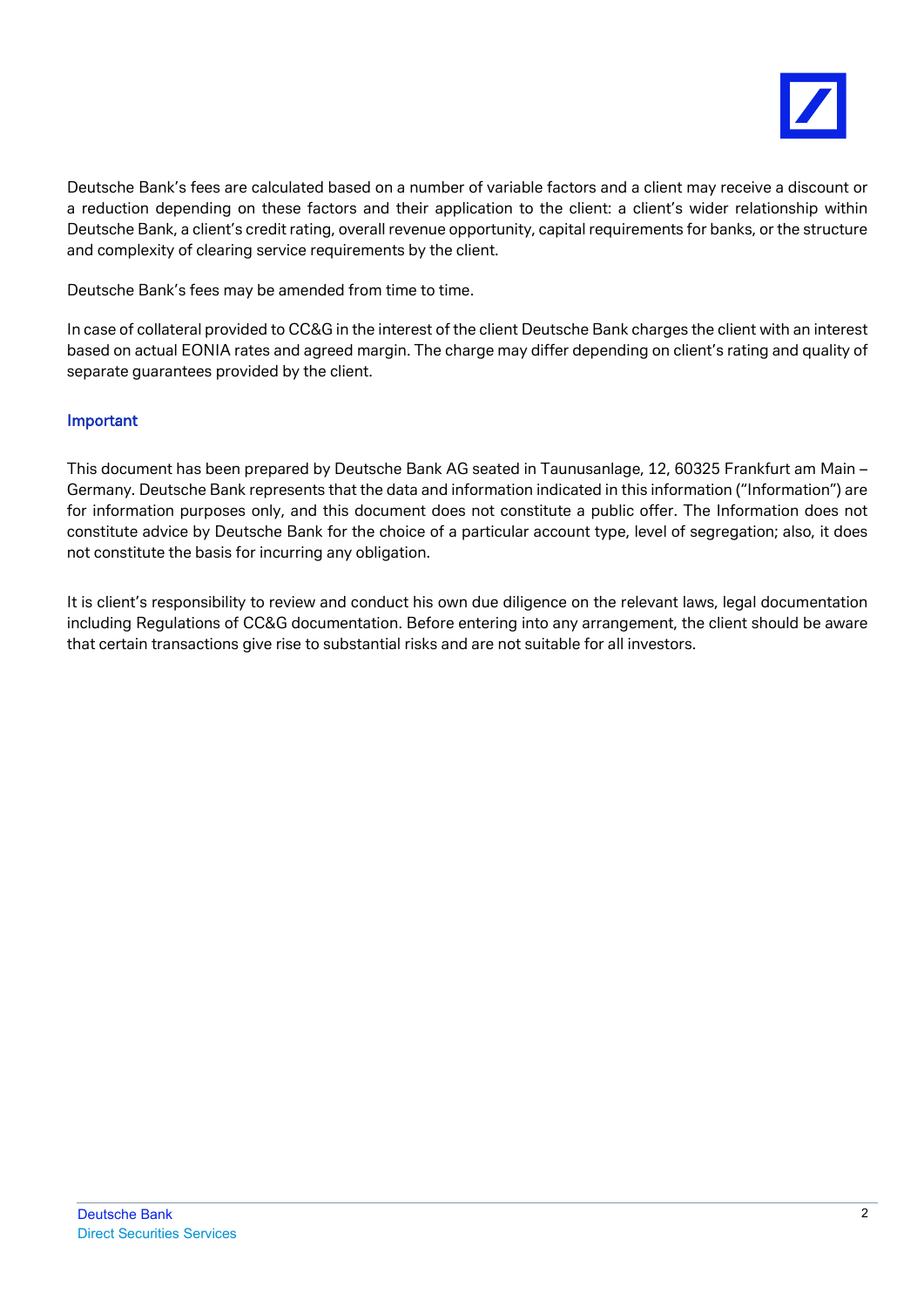Deutsche Bank's fees are calculated based on a number of variable factors and a client may receive a discount or a reduction depending on these factors and their application to the client: a client's wider relationship within Deutsche Bank, a client's credit rating, overall revenue opportunity, capital requirements for banks, or the structure and complexity of clearing service requirements by the client.

Deutsche Bank's fees may be amended from time to time.

In case of collateral provided to CC&G in the interest of the client Deutsche Bank charges the client with an interest based on actual EONIA rates and agreed margin. The charge may differ depending on client's rating and quality of separate guarantees provided by the client.

## Important

This document has been prepared by Deutsche Bank AG seated in Taunusanlage, 12, 60325 Frankfurt am Main – Germany. Deutsche Bank represents that the data and information indicated in this information ("Information") are for information purposes only, and this document does not constitute a public offer. The Information does not constitute advice by Deutsche Bank for the choice of a particular account type, level of segregation; also, it does not constitute the basis for incurring any obligation.

It is client's responsibility to review and conduct his own due diligence on the relevant laws, legal documentation including Regulations of CC&G documentation. Before entering into any arrangement, the client should be aware that certain transactions give rise to substantial risks and are not suitable for all investors.